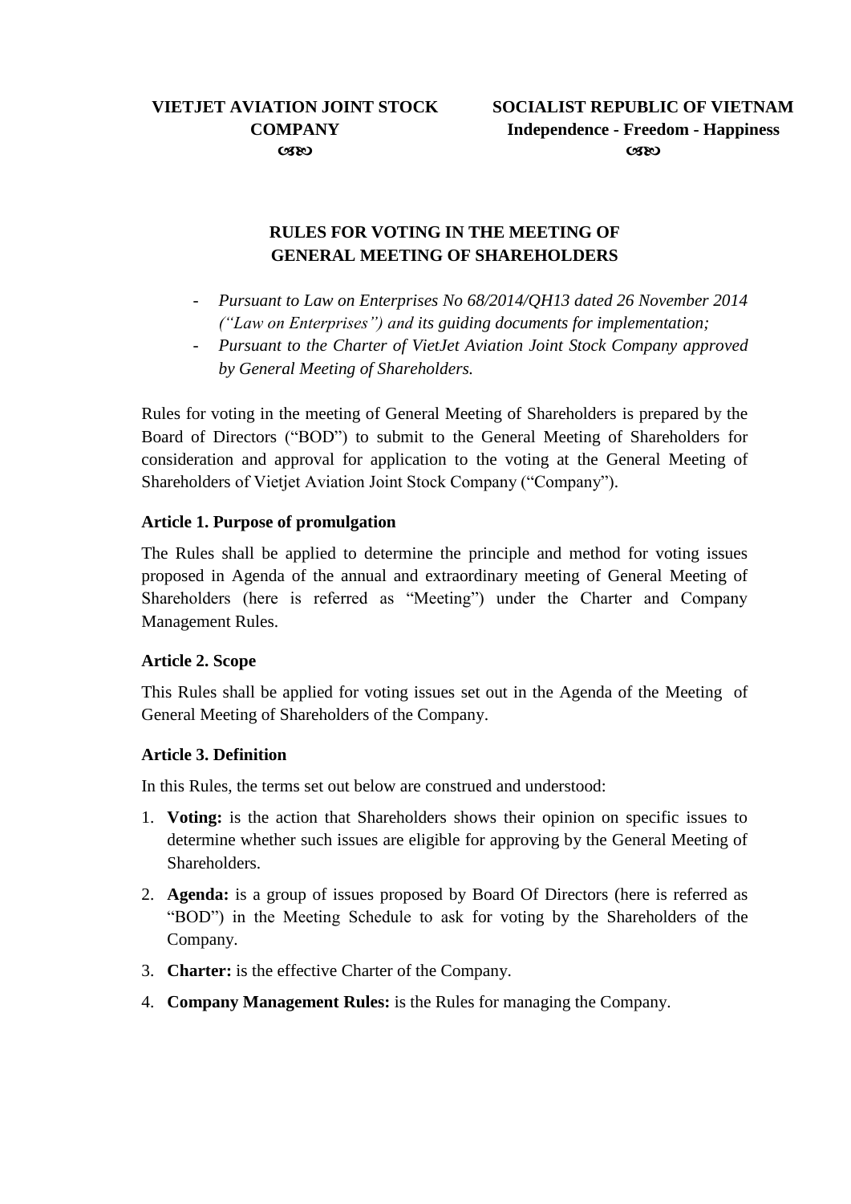**VIETJET AVIATION JOINT STOCK COMPANY**

**SOCIALIST REPUBLIC OF VIETNAM**
**Independence - Freedom - Happiness**

# RULES FOR VOTING IN THE MEETING OF GENERAL MEETING OF SHAREHOLDERS

- *Pursuant to Law on Enterprises No 68/2014/QH13 dated 26 November 2014 ("Law on Enterprises") and its guiding documents for implementation;*
- *Pursuant to the Charter of VietJet Aviation Joint Stock Company approved by General Meeting of Shareholders.*

Rules for voting in the meeting of General Meeting of Shareholders is prepared by the Board of Directors ("BOD") to submit to the General Meeting of Shareholders for consideration and approval for application to the voting at the General Meeting of Shareholders of Vietjet Aviation Joint Stock Company ("Company").

### Article 1. Purpose of promulgation

The Rules shall be applied to determine the principle and method for voting issues proposed in Agenda of the annual and extraordinary meeting of General Meeting of Shareholders (here is referred as "Meeting") under the Charter and Company Management Rules.

### Article 2. Scope

This Rules shall be applied for voting issues set out in the Agenda of the Meeting of General Meeting of Shareholders of the Company.

### Article 3. Definition

In this Rules, the terms set out below are construed and understood:

1. **Voting:** is the action that Shareholders shows their opinion on specific issues to determine whether such issues are eligible for approving by the General Meeting of Shareholders.
2. **Agenda:** is a group of issues proposed by Board Of Directors (here is referred as "BOD") in the Meeting Schedule to ask for voting by the Shareholders of the Company.
3. **Charter:** is the effective Charter of the Company.
4. **Company Management Rules:** is the Rules for managing the Company.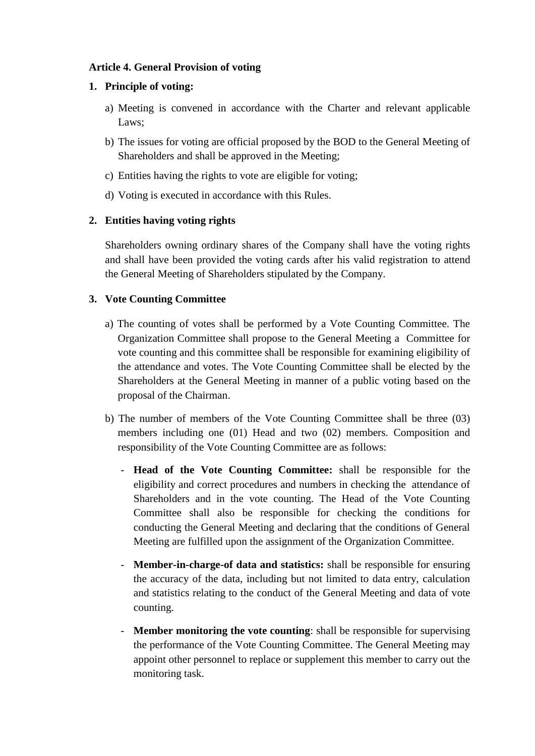**Article 4. General Provision of voting**

1. **Principle of voting:**

   a) Meeting is convened in accordance with the Charter and relevant applicable Laws;

   b) The issues for voting are official proposed by the BOD to the General Meeting of Shareholders and shall be approved in the Meeting;

   c) Entities having the rights to vote are eligible for voting;

   d) Voting is executed in accordance with this Rules.

2. **Entities having voting rights**

   Shareholders owning ordinary shares of the Company shall have the voting rights and shall have been provided the voting cards after his valid registration to attend the General Meeting of Shareholders stipulated by the Company.

3. **Vote Counting Committee**

   a) The counting of votes shall be performed by a Vote Counting Committee. The Organization Committee shall propose to the General Meeting a Committee for vote counting and this committee shall be responsible for examining eligibility of the attendance and votes. The Vote Counting Committee shall be elected by the Shareholders at the General Meeting in manner of a public voting based on the proposal of the Chairman.

   b) The number of members of the Vote Counting Committee shall be three (03) members including one (01) Head and two (02) members. Composition and responsibility of the Vote Counting Committee are as follows:

      - **Head of the Vote Counting Committee:** shall be responsible for the eligibility and correct procedures and numbers in checking the attendance of Shareholders and in the vote counting. The Head of the Vote Counting Committee shall also be responsible for checking the conditions for conducting the General Meeting and declaring that the conditions of General Meeting are fulfilled upon the assignment of the Organization Committee.

      - **Member-in-charge-of data and statistics:** shall be responsible for ensuring the accuracy of the data, including but not limited to data entry, calculation and statistics relating to the conduct of the General Meeting and data of vote counting.

      - **Member monitoring the vote counting**: shall be responsible for supervising the performance of the Vote Counting Committee. The General Meeting may appoint other personnel to replace or supplement this member to carry out the monitoring task.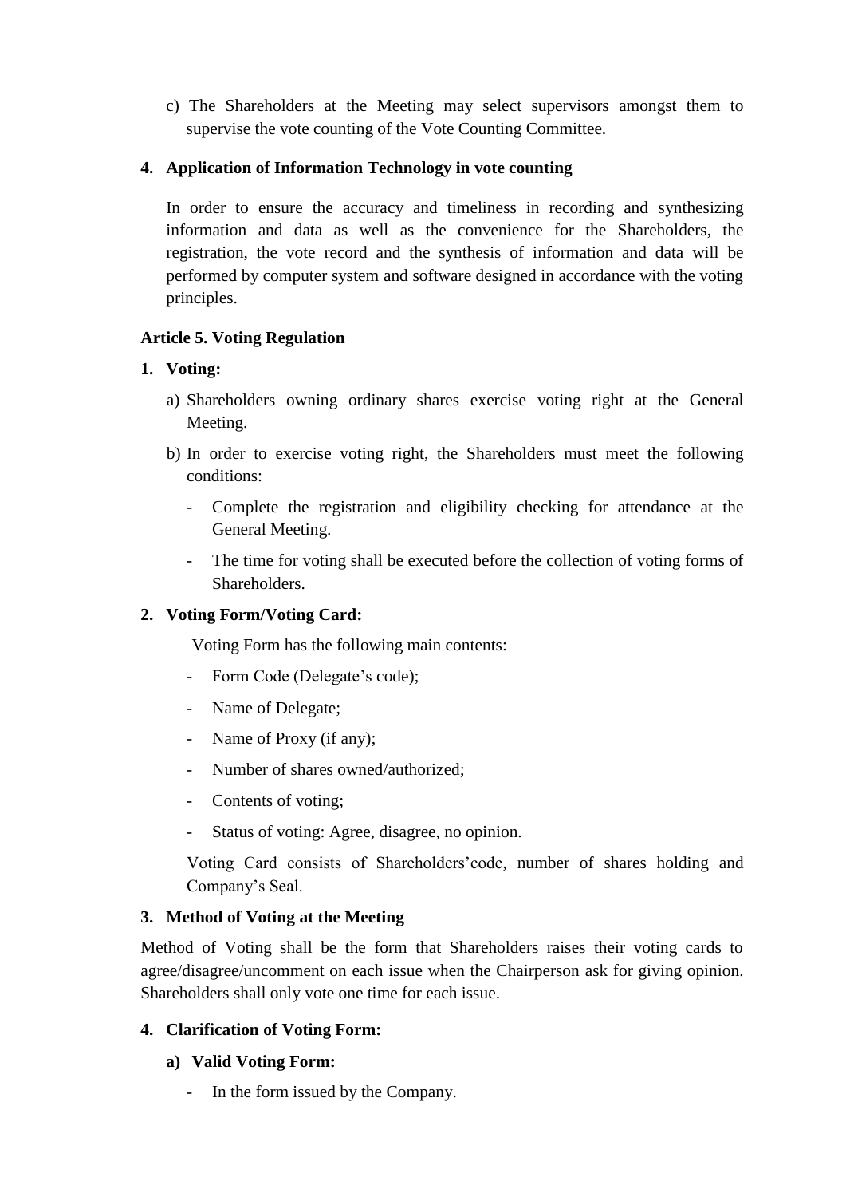c) The Shareholders at the Meeting may select supervisors amongst them to supervise the vote counting of the Vote Counting Committee.

**4. Application of Information Technology in vote counting**

In order to ensure the accuracy and timeliness in recording and synthesizing information and data as well as the convenience for the Shareholders, the registration, the vote record and the synthesis of information and data will be performed by computer system and software designed in accordance with the voting principles.

**Article 5. Voting Regulation**

**1. Voting:**

a) Shareholders owning ordinary shares exercise voting right at the General Meeting.

b) In order to exercise voting right, the Shareholders must meet the following conditions:

- Complete the registration and eligibility checking for attendance at the General Meeting.
- The time for voting shall be executed before the collection of voting forms of Shareholders.

**2. Voting Form/Voting Card:**

Voting Form has the following main contents:

- Form Code (Delegate's code);
- Name of Delegate;
- Name of Proxy (if any);
- Number of shares owned/authorized;
- Contents of voting;
- Status of voting: Agree, disagree, no opinion.

Voting Card consists of Shareholders'code, number of shares holding and Company's Seal.

**3. Method of Voting at the Meeting**

Method of Voting shall be the form that Shareholders raises their voting cards to agree/disagree/uncomment on each issue when the Chairperson ask for giving opinion. Shareholders shall only vote one time for each issue.

**4. Clarification of Voting Form:**

**a) Valid Voting Form:**

- In the form issued by the Company.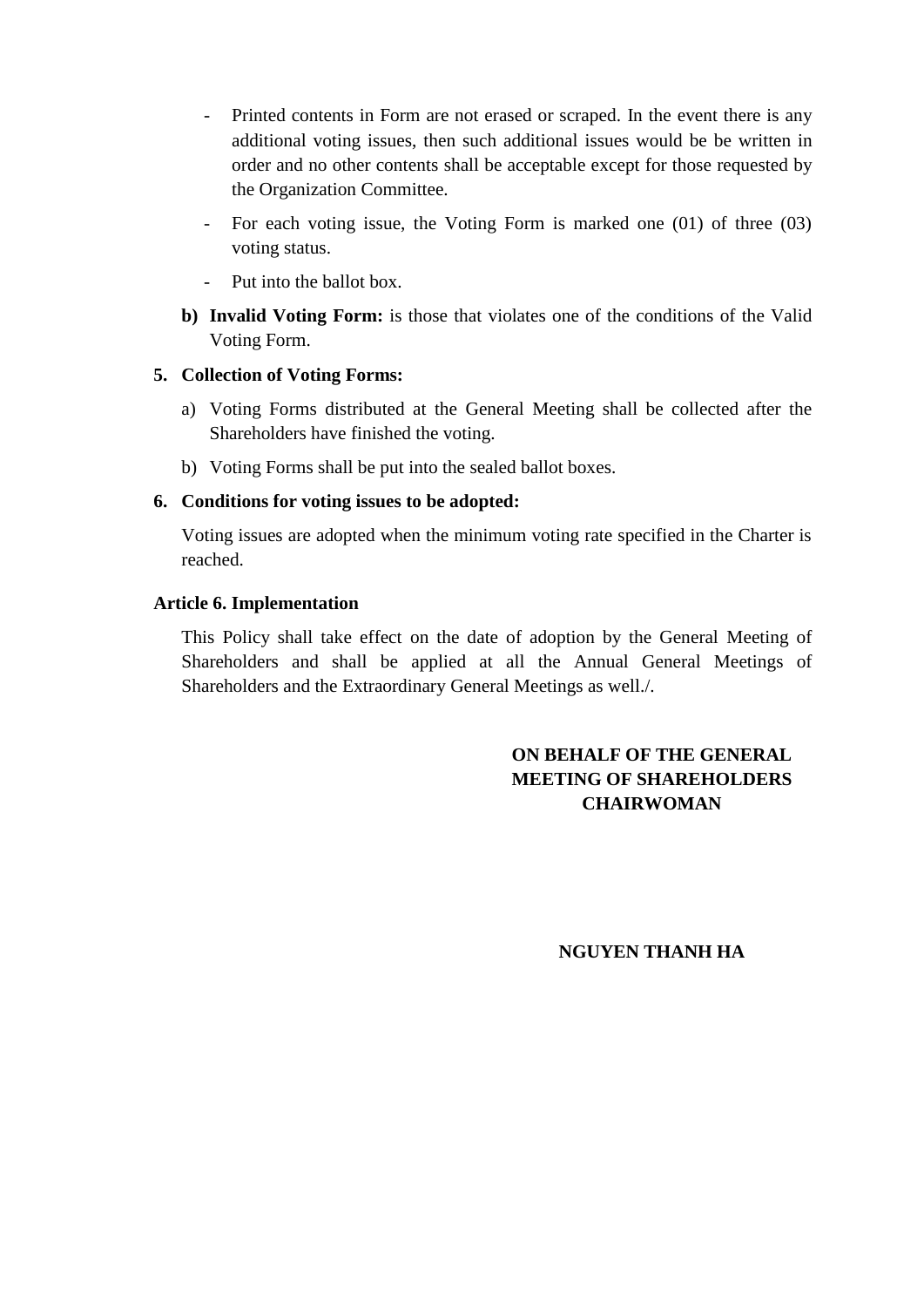- Printed contents in Form are not erased or scraped. In the event there is any additional voting issues, then such additional issues would be be written in order and no other contents shall be acceptable except for those requested by the Organization Committee.
- For each voting issue, the Voting Form is marked one (01) of three (03) voting status.
- Put into the ballot box.

**b) Invalid Voting Form:** is those that violates one of the conditions of the Valid Voting Form.

**5. Collection of Voting Forms:**

a) Voting Forms distributed at the General Meeting shall be collected after the Shareholders have finished the voting.

b) Voting Forms shall be put into the sealed ballot boxes.

**6. Conditions for voting issues to be adopted:**

Voting issues are adopted when the minimum voting rate specified in the Charter is reached.

**Article 6. Implementation**

This Policy shall take effect on the date of adoption by the General Meeting of Shareholders and shall be applied at all the Annual General Meetings of Shareholders and the Extraordinary General Meetings as well./.

**ON BEHALF OF THE GENERAL MEETING OF SHAREHOLDERS**
**CHAIRWOMAN**

**NGUYEN THANH HA**